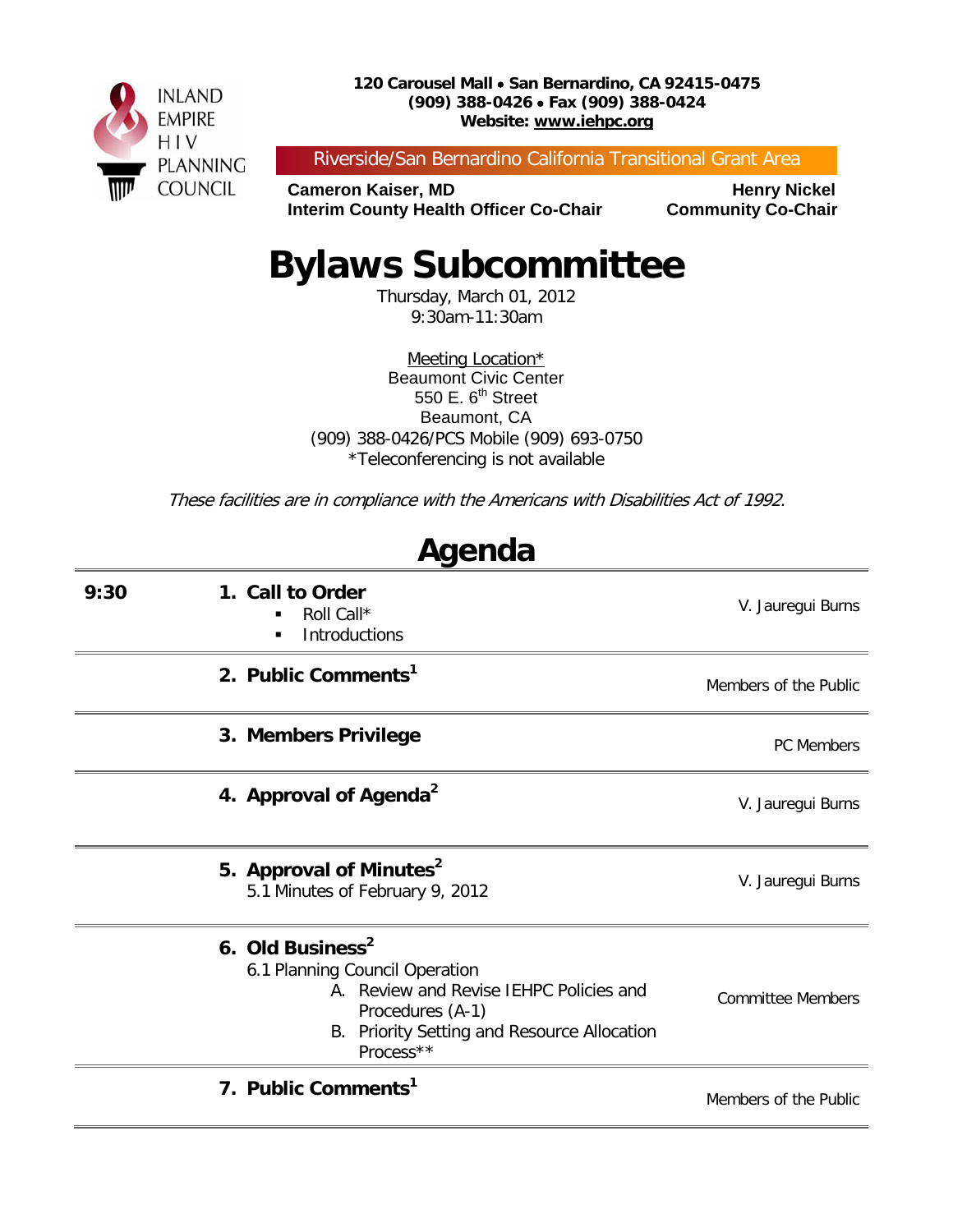INLAND EMPIRE HIV PLANNING COUNCIL

**120 Carousel Mall • San Bernardino, CA 92415-0475**
**(909) 388-0426 • Fax (909) 388-0424**
**Website: www.iehpc.org**

Riverside/San Bernardino California Transitional Grant Area

**Cameron Kaiser, MD**
**Interim County Health Officer Co-Chair**

**Henry Nickel**
**Community Co-Chair**

# Bylaws Subcommittee

Thursday, March 01, 2012
9:30am-11:30am

Meeting Location*
Beaumont Civic Center
550 E. 6th Street
Beaumont, CA
(909) 388-0426/PCS Mobile (909) 693-0750
*Teleconferencing is not available

*These facilities are in compliance with the Americans with Disabilities Act of 1992.*

## Agenda

| Time | Item | Presenter |
|---|---|---|
| **9:30** | **1. Call to Order**<br>▪ Roll Call*<br>▪ Introductions | V. Jauregui Burns |
| | **2. Public Comments**[1] | Members of the Public |
| | **3. Members Privilege** | PC Members |
| | **4. Approval of Agenda**[2] | V. Jauregui Burns |
| | **5. Approval of Minutes**[2]<br>5.1 Minutes of February 9, 2012 | V. Jauregui Burns |
| | **6. Old Business**[2]<br>6.1 Planning Council Operation<br>A. Review and Revise IEHPC Policies and Procedures (A-1)<br>B. Priority Setting and Resource Allocation Process** | Committee Members |
| | **7. Public Comments**[1] | Members of the Public |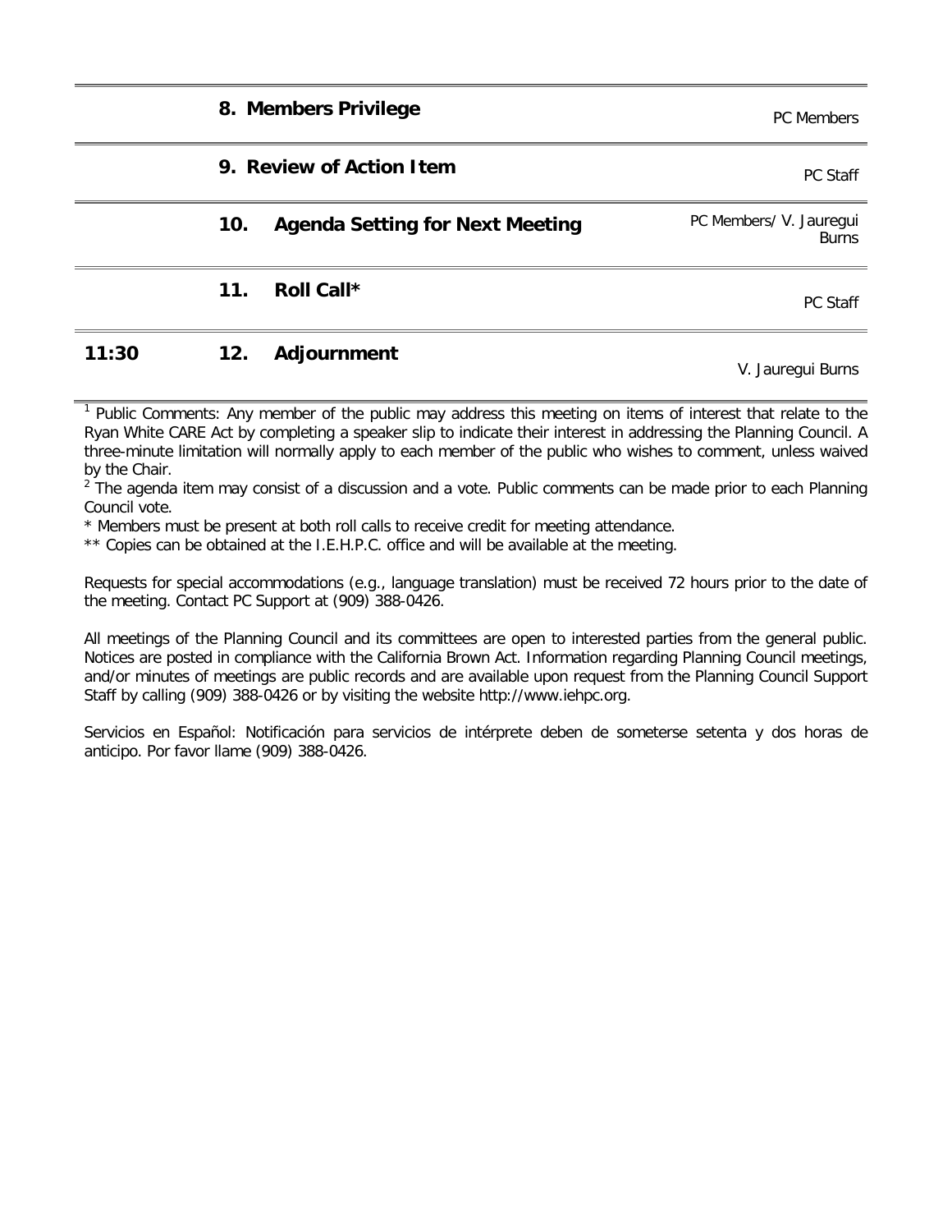| Time | No. | Item | Presenter |
|---|---|---|---|
| | 8. | **Members Privilege** | PC Members |
| | 9. | **Review of Action Item** | PC Staff |
| | 10. | **Agenda Setting for Next Meeting** | PC Members/ V. Jauregui Burns |
| | 11. | **Roll Call*** | PC Staff |
| **11:30** | 12. | **Adjournment** | V. Jauregui Burns |

[1] Public Comments: Any member of the public may address this meeting on items of interest that relate to the Ryan White CARE Act by completing a speaker slip to indicate their interest in addressing the Planning Council. A three-minute limitation will normally apply to each member of the public who wishes to comment, unless waived by the Chair.

[2] The agenda item may consist of a discussion and a vote. Public comments can be made prior to each Planning Council vote.

* Members must be present at both roll calls to receive credit for meeting attendance.

** Copies can be obtained at the I.E.H.P.C. office and will be available at the meeting.

Requests for special accommodations (e.g., language translation) must be received 72 hours prior to the date of the meeting. Contact PC Support at (909) 388-0426.

All meetings of the Planning Council and its committees are open to interested parties from the general public. Notices are posted in compliance with the California Brown Act. Information regarding Planning Council meetings, and/or minutes of meetings are public records and are available upon request from the Planning Council Support Staff by calling (909) 388-0426 or by visiting the website http://www.iehpc.org.

Servicios en Español: Notificación para servicios de intérprete deben de someterse setenta y dos horas de anticipo. Por favor llame (909) 388-0426.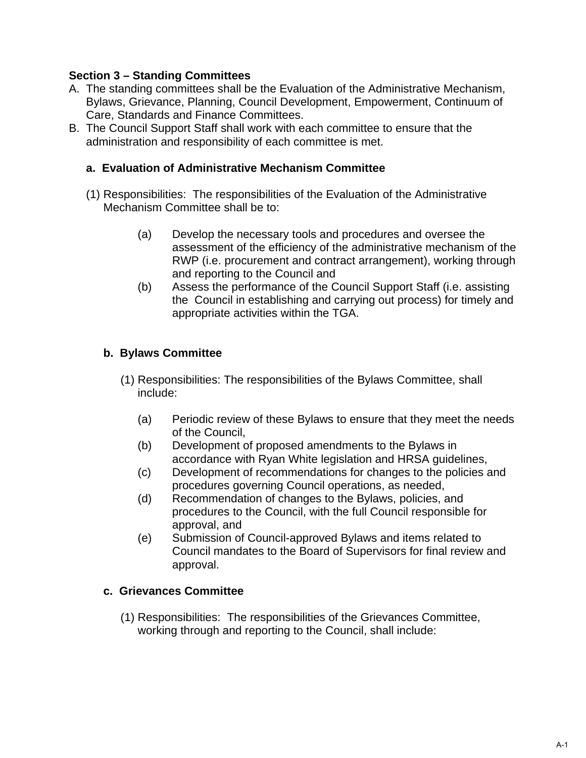**Section 3 – Standing Committees**

A. The standing committees shall be the Evaluation of the Administrative Mechanism, Bylaws, Grievance, Planning, Council Development, Empowerment, Continuum of Care, Standards and Finance Committees.

B. The Council Support Staff shall work with each committee to ensure that the administration and responsibility of each committee is met.

**a. Evaluation of Administrative Mechanism Committee**

(1) Responsibilities: The responsibilities of the Evaluation of the Administrative Mechanism Committee shall be to:

(a) Develop the necessary tools and procedures and oversee the assessment of the efficiency of the administrative mechanism of the RWP (i.e. procurement and contract arrangement), working through and reporting to the Council and

(b) Assess the performance of the Council Support Staff (i.e. assisting the Council in establishing and carrying out process) for timely and appropriate activities within the TGA.

**b. Bylaws Committee**

(1) Responsibilities: The responsibilities of the Bylaws Committee, shall include:

(a) Periodic review of these Bylaws to ensure that they meet the needs of the Council,

(b) Development of proposed amendments to the Bylaws in accordance with Ryan White legislation and HRSA guidelines,

(c) Development of recommendations for changes to the policies and procedures governing Council operations, as needed,

(d) Recommendation of changes to the Bylaws, policies, and procedures to the Council, with the full Council responsible for approval, and

(e) Submission of Council-approved Bylaws and items related to Council mandates to the Board of Supervisors for final review and approval.

**c. Grievances Committee**

(1) Responsibilities: The responsibilities of the Grievances Committee, working through and reporting to the Council, shall include: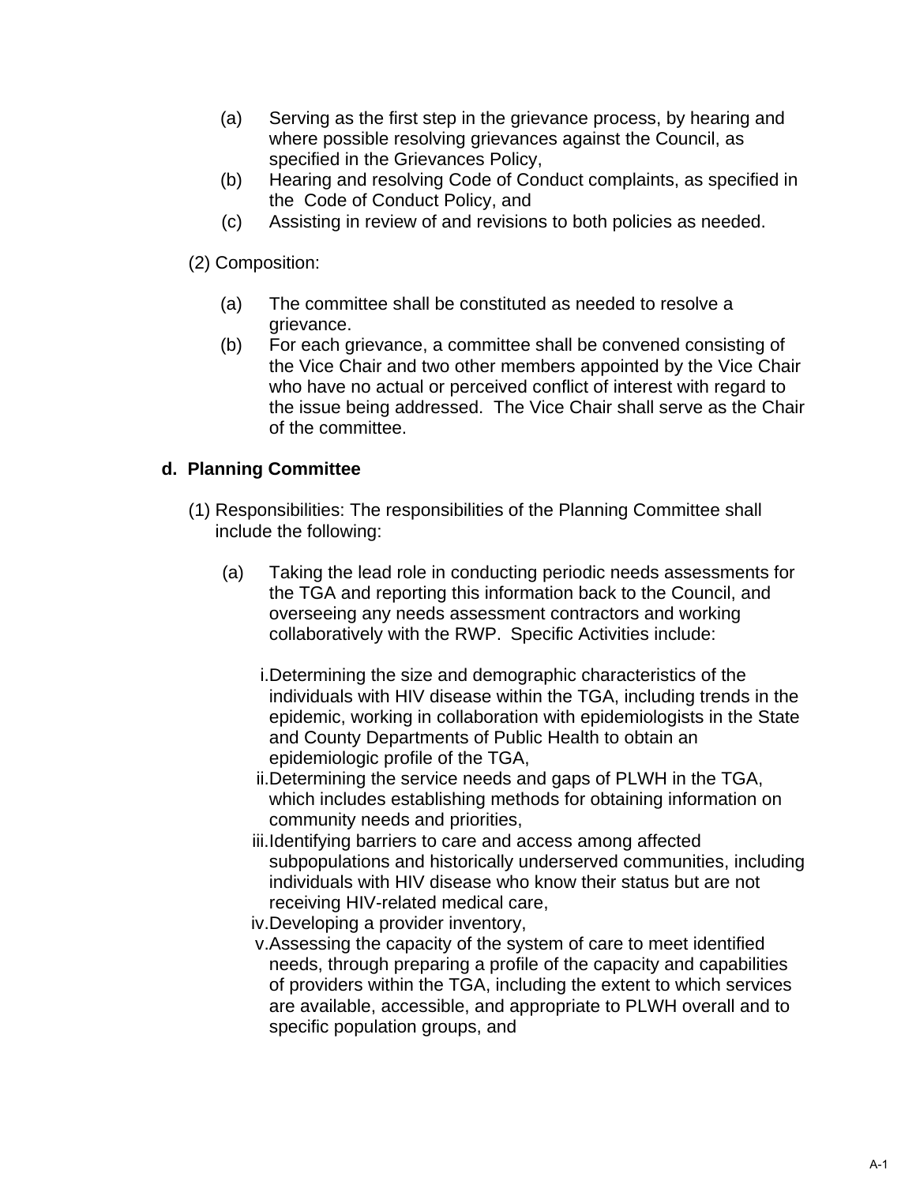(a) Serving as the first step in the grievance process, by hearing and where possible resolving grievances against the Council, as specified in the Grievances Policy,

(b) Hearing and resolving Code of Conduct complaints, as specified in the Code of Conduct Policy, and

(c) Assisting in review of and revisions to both policies as needed.

(2) Composition:

(a) The committee shall be constituted as needed to resolve a grievance.

(b) For each grievance, a committee shall be convened consisting of the Vice Chair and two other members appointed by the Vice Chair who have no actual or perceived conflict of interest with regard to the issue being addressed. The Vice Chair shall serve as the Chair of the committee.

**d. Planning Committee**

(1) Responsibilities: The responsibilities of the Planning Committee shall include the following:

(a) Taking the lead role in conducting periodic needs assessments for the TGA and reporting this information back to the Council, and overseeing any needs assessment contractors and working collaboratively with the RWP. Specific Activities include:

i. Determining the size and demographic characteristics of the individuals with HIV disease within the TGA, including trends in the epidemic, working in collaboration with epidemiologists in the State and County Departments of Public Health to obtain an epidemiologic profile of the TGA,

ii. Determining the service needs and gaps of PLWH in the TGA, which includes establishing methods for obtaining information on community needs and priorities,

iii. Identifying barriers to care and access among affected subpopulations and historically underserved communities, including individuals with HIV disease who know their status but are not receiving HIV-related medical care,

iv. Developing a provider inventory,

v. Assessing the capacity of the system of care to meet identified needs, through preparing a profile of the capacity and capabilities of providers within the TGA, including the extent to which services are available, accessible, and appropriate to PLWH overall and to specific population groups, and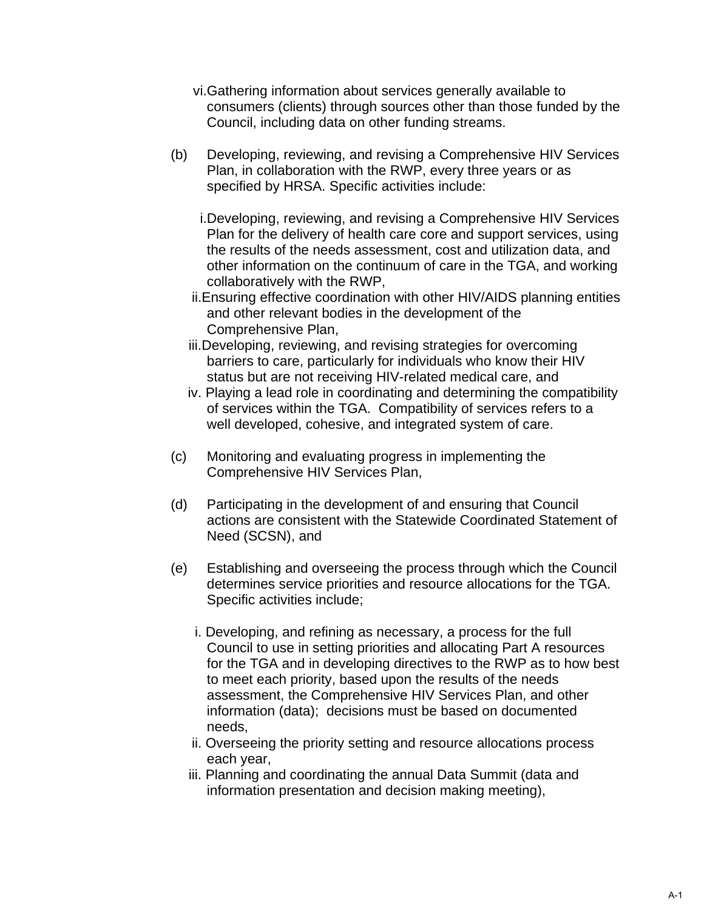vi. Gathering information about services generally available to consumers (clients) through sources other than those funded by the Council, including data on other funding streams.

(b) Developing, reviewing, and revising a Comprehensive HIV Services Plan, in collaboration with the RWP, every three years or as specified by HRSA. Specific activities include:

   i. Developing, reviewing, and revising a Comprehensive HIV Services Plan for the delivery of health care core and support services, using the results of the needs assessment, cost and utilization data, and other information on the continuum of care in the TGA, and working collaboratively with the RWP,
   ii. Ensuring effective coordination with other HIV/AIDS planning entities and other relevant bodies in the development of the Comprehensive Plan,
   iii. Developing, reviewing, and revising strategies for overcoming barriers to care, particularly for individuals who know their HIV status but are not receiving HIV-related medical care, and
   iv. Playing a lead role in coordinating and determining the compatibility of services within the TGA. Compatibility of services refers to a well developed, cohesive, and integrated system of care.

(c) Monitoring and evaluating progress in implementing the Comprehensive HIV Services Plan,

(d) Participating in the development of and ensuring that Council actions are consistent with the Statewide Coordinated Statement of Need (SCSN), and

(e) Establishing and overseeing the process through which the Council determines service priorities and resource allocations for the TGA. Specific activities include;

   i. Developing, and refining as necessary, a process for the full Council to use in setting priorities and allocating Part A resources for the TGA and in developing directives to the RWP as to how best to meet each priority, based upon the results of the needs assessment, the Comprehensive HIV Services Plan, and other information (data); decisions must be based on documented needs,
   ii. Overseeing the priority setting and resource allocations process each year,
   iii. Planning and coordinating the annual Data Summit (data and information presentation and decision making meeting),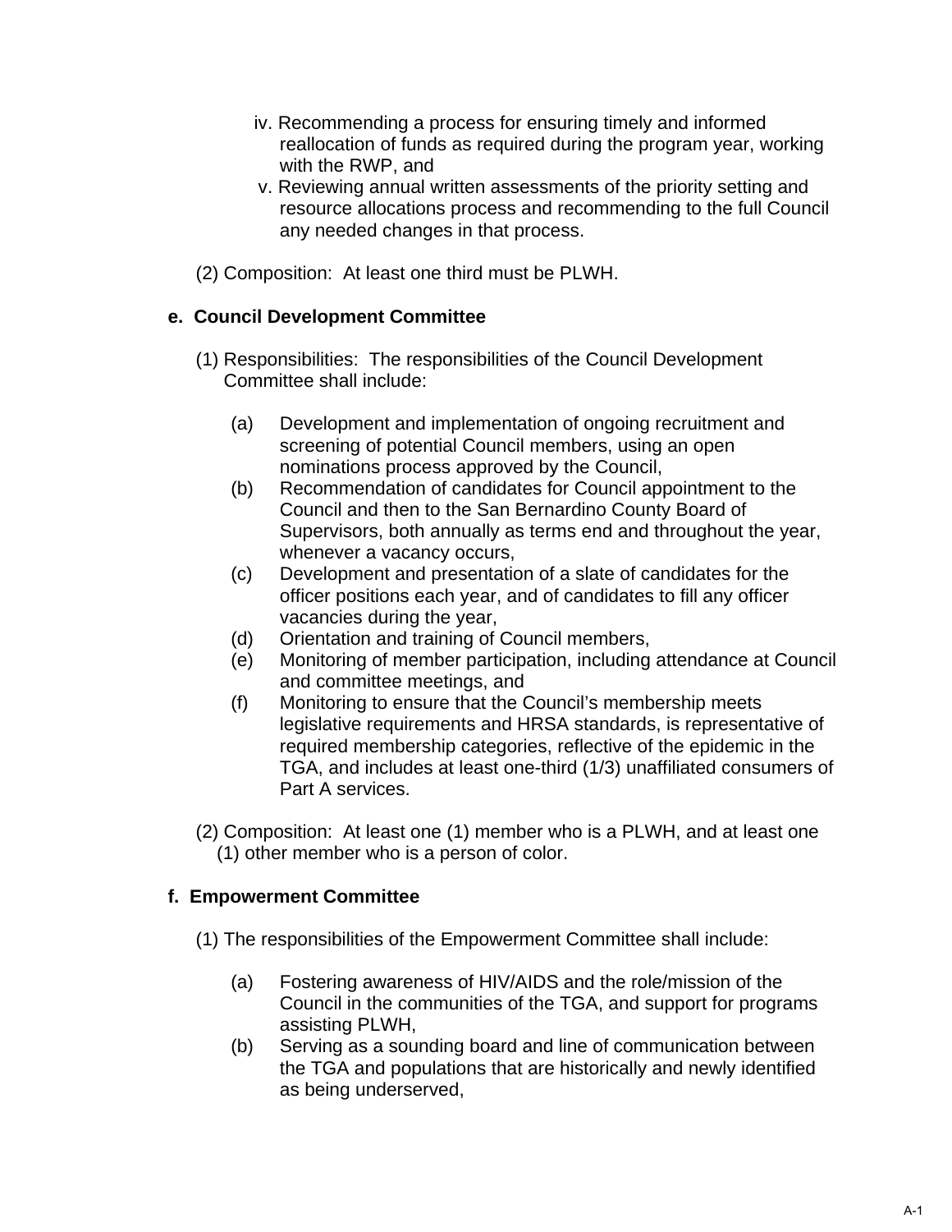iv. Recommending a process for ensuring timely and informed reallocation of funds as required during the program year, working with the RWP, and

v. Reviewing annual written assessments of the priority setting and resource allocations process and recommending to the full Council any needed changes in that process.

(2) Composition: At least one third must be PLWH.

**e. Council Development Committee**

(1) Responsibilities: The responsibilities of the Council Development Committee shall include:

(a) Development and implementation of ongoing recruitment and screening of potential Council members, using an open nominations process approved by the Council,

(b) Recommendation of candidates for Council appointment to the Council and then to the San Bernardino County Board of Supervisors, both annually as terms end and throughout the year, whenever a vacancy occurs,

(c) Development and presentation of a slate of candidates for the officer positions each year, and of candidates to fill any officer vacancies during the year,

(d) Orientation and training of Council members,

(e) Monitoring of member participation, including attendance at Council and committee meetings, and

(f) Monitoring to ensure that the Council's membership meets legislative requirements and HRSA standards, is representative of required membership categories, reflective of the epidemic in the TGA, and includes at least one-third (1/3) unaffiliated consumers of Part A services.

(2) Composition: At least one (1) member who is a PLWH, and at least one (1) other member who is a person of color.

**f. Empowerment Committee**

(1) The responsibilities of the Empowerment Committee shall include:

(a) Fostering awareness of HIV/AIDS and the role/mission of the Council in the communities of the TGA, and support for programs assisting PLWH,

(b) Serving as a sounding board and line of communication between the TGA and populations that are historically and newly identified as being underserved,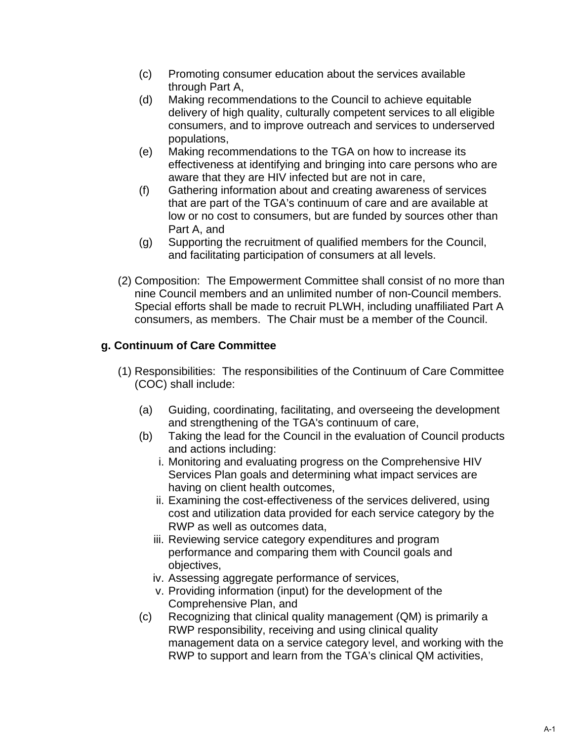(c) Promoting consumer education about the services available through Part A,
(d) Making recommendations to the Council to achieve equitable delivery of high quality, culturally competent services to all eligible consumers, and to improve outreach and services to underserved populations,
(e) Making recommendations to the TGA on how to increase its effectiveness at identifying and bringing into care persons who are aware that they are HIV infected but are not in care,
(f) Gathering information about and creating awareness of services that are part of the TGA's continuum of care and are available at low or no cost to consumers, but are funded by sources other than Part A, and
(g) Supporting the recruitment of qualified members for the Council, and facilitating participation of consumers at all levels.

(2) Composition: The Empowerment Committee shall consist of no more than nine Council members and an unlimited number of non-Council members. Special efforts shall be made to recruit PLWH, including unaffiliated Part A consumers, as members. The Chair must be a member of the Council.

**g. Continuum of Care Committee**

(1) Responsibilities: The responsibilities of the Continuum of Care Committee (COC) shall include:

(a) Guiding, coordinating, facilitating, and overseeing the development and strengthening of the TGA's continuum of care,
(b) Taking the lead for the Council in the evaluation of Council products and actions including:
   i. Monitoring and evaluating progress on the Comprehensive HIV Services Plan goals and determining what impact services are having on client health outcomes,
   ii. Examining the cost-effectiveness of the services delivered, using cost and utilization data provided for each service category by the RWP as well as outcomes data,
   iii. Reviewing service category expenditures and program performance and comparing them with Council goals and objectives,
   iv. Assessing aggregate performance of services,
   v. Providing information (input) for the development of the Comprehensive Plan, and
(c) Recognizing that clinical quality management (QM) is primarily a RWP responsibility, receiving and using clinical quality management data on a service category level, and working with the RWP to support and learn from the TGA's clinical QM activities,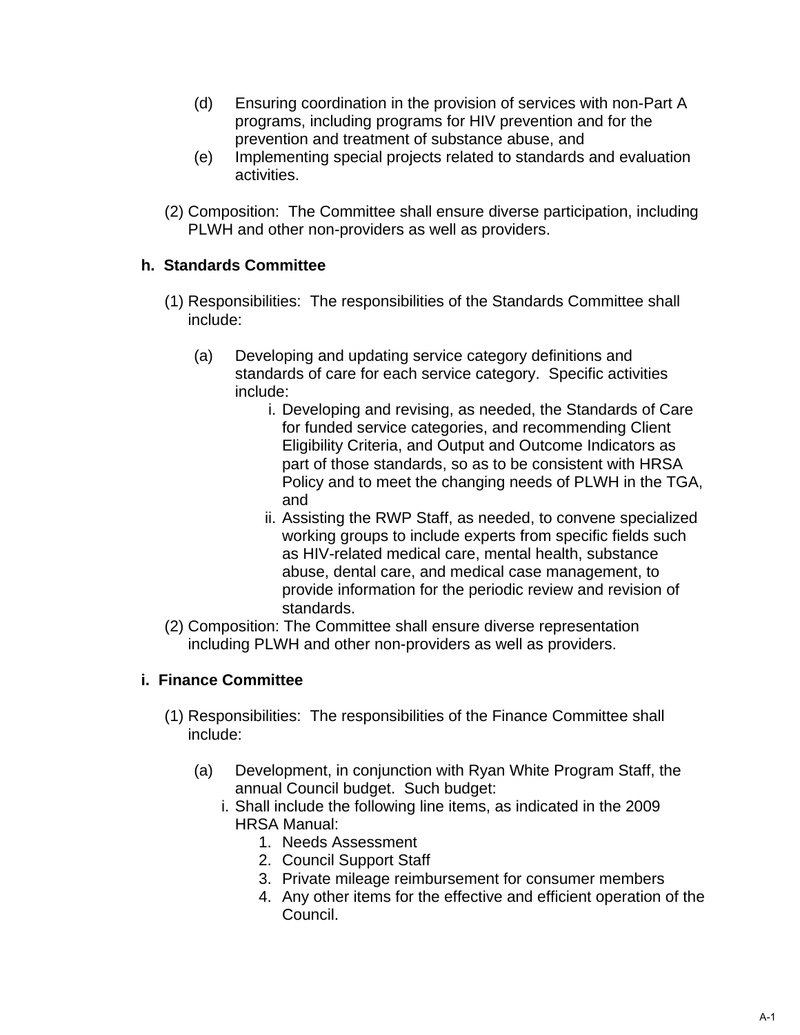(d) Ensuring coordination in the provision of services with non-Part A programs, including programs for HIV prevention and for the prevention and treatment of substance abuse, and

(e) Implementing special projects related to standards and evaluation activities.

(2) Composition: The Committee shall ensure diverse participation, including PLWH and other non-providers as well as providers.

**h. Standards Committee**

(1) Responsibilities: The responsibilities of the Standards Committee shall include:

(a) Developing and updating service category definitions and standards of care for each service category. Specific activities include:

i. Developing and revising, as needed, the Standards of Care for funded service categories, and recommending Client Eligibility Criteria, and Output and Outcome Indicators as part of those standards, so as to be consistent with HRSA Policy and to meet the changing needs of PLWH in the TGA, and

ii. Assisting the RWP Staff, as needed, to convene specialized working groups to include experts from specific fields such as HIV-related medical care, mental health, substance abuse, dental care, and medical case management, to provide information for the periodic review and revision of standards.

(2) Composition: The Committee shall ensure diverse representation including PLWH and other non-providers as well as providers.

**i. Finance Committee**

(1) Responsibilities: The responsibilities of the Finance Committee shall include:

(a) Development, in conjunction with Ryan White Program Staff, the annual Council budget. Such budget:

i. Shall include the following line items, as indicated in the 2009 HRSA Manual:

1. Needs Assessment
2. Council Support Staff
3. Private mileage reimbursement for consumer members
4. Any other items for the effective and efficient operation of the Council.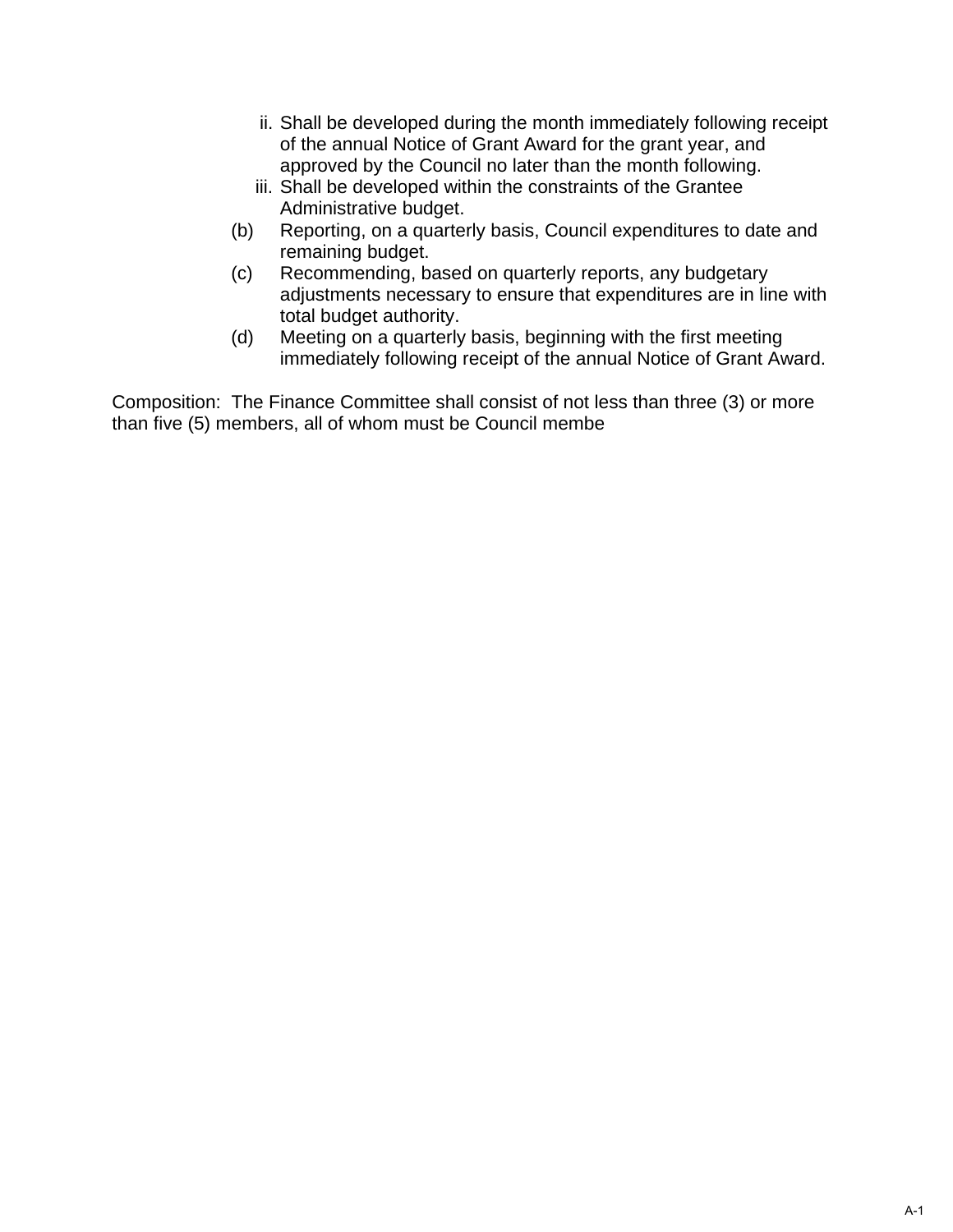ii. Shall be developed during the month immediately following receipt of the annual Notice of Grant Award for the grant year, and approved by the Council no later than the month following.

iii. Shall be developed within the constraints of the Grantee Administrative budget.

(b) Reporting, on a quarterly basis, Council expenditures to date and remaining budget.

(c) Recommending, based on quarterly reports, any budgetary adjustments necessary to ensure that expenditures are in line with total budget authority.

(d) Meeting on a quarterly basis, beginning with the first meeting immediately following receipt of the annual Notice of Grant Award.

Composition: The Finance Committee shall consist of not less than three (3) or more than five (5) members, all of whom must be Council membe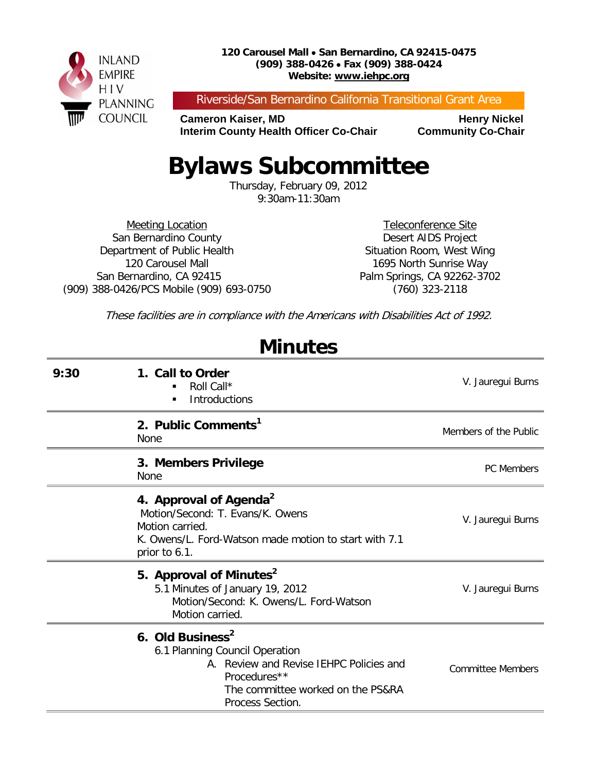INLAND EMPIRE HIV PLANNING COUNCIL

**120 Carousel Mall • San Bernardino, CA 92415-0475**
**(909) 388-0426 • Fax (909) 388-0424**
**Website: www.iehpc.org**

Riverside/San Bernardino California Transitional Grant Area

**Cameron Kaiser, MD**
**Interim County Health Officer Co-Chair**

**Henry Nickel**
**Community Co-Chair**

# Bylaws Subcommittee

Thursday, February 09, 2012
9:30am-11:30am

Meeting Location
San Bernardino County
Department of Public Health
120 Carousel Mall
San Bernardino, CA 92415
(909) 388-0426/PCS Mobile (909) 693-0750

Teleconference Site
Desert AIDS Project
Situation Room, West Wing
1695 North Sunrise Way
Palm Springs, CA 92262-3702
(760) 323-2118

*These facilities are in compliance with the Americans with Disabilities Act of 1992.*

## Minutes

| | | |
|---|---|---|
| 9:30 | **1. Call to Order**<br>▪ Roll Call*<br>▪ Introductions | V. Jauregui Burns |
| | **2. Public Comments[1]**<br>None | Members of the Public |
| | **3. Members Privilege**<br>None | PC Members |
| | **4. Approval of Agenda[2]**<br>Motion/Second: T. Evans/K. Owens<br>Motion carried.<br>K. Owens/L. Ford-Watson made motion to start with 7.1 prior to 6.1. | V. Jauregui Burns |
| | **5. Approval of Minutes[2]**<br>5.1 Minutes of January 19, 2012<br>Motion/Second: K. Owens/L. Ford-Watson<br>Motion carried. | V. Jauregui Burns |
| | **6. Old Business[2]**<br>6.1 Planning Council Operation<br>A. Review and Revise IEHPC Policies and Procedures**<br>The committee worked on the PS&RA Process Section. | Committee Members |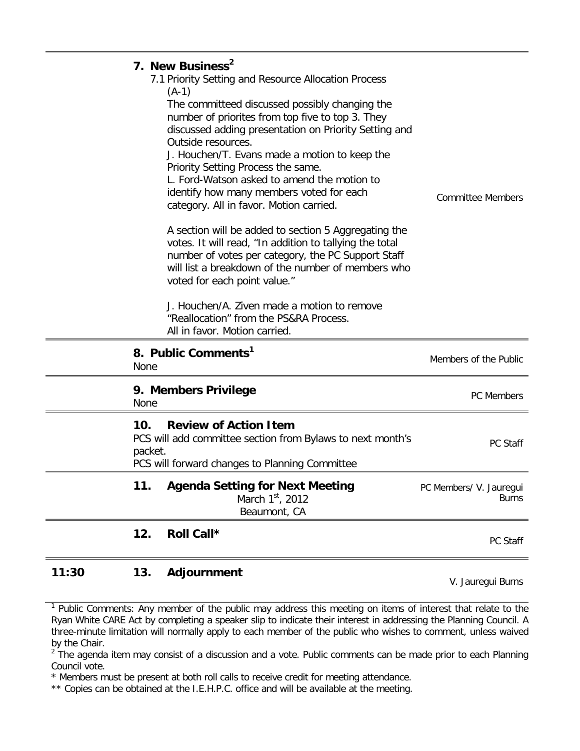| | | |
|---|---|---|
| | **7. New Business**[2]<br>7.1 Priority Setting and Resource Allocation Process (A-1)<br>The committeed discussed possibly changing the number of priorites from top five to top 3. They discussed adding presentation on Priority Setting and Outside resources.<br>J. Houchen/T. Evans made a motion to keep the Priority Setting Process the same.<br>L. Ford-Watson asked to amend the motion to identify how many members voted for each category. All in favor. Motion carried.<br><br>A section will be added to section 5 Aggregating the votes. It will read, "In addition to tallying the total number of votes per category, the PC Support Staff will list a breakdown of the number of members who voted for each point value."<br><br>J. Houchen/A. Ziven made a motion to remove "Reallocation" from the PS&RA Process.<br>All in favor. Motion carried. | Committee Members |
| | **8. Public Comments**[1]<br>None | Members of the Public |
| | **9. Members Privilege**<br>None | PC Members |
| | **10. Review of Action Item**<br>PCS will add committee section from Bylaws to next month's packet.<br>PCS will forward changes to Planning Committee | PC Staff |
| | **11. Agenda Setting for Next Meeting**<br>March 1st, 2012<br>Beaumont, CA | PC Members/ V. Jauregui Burns |
| | **12. Roll Call***  | PC Staff |
| **11:30** | **13. Adjournment** | V. Jauregui Burns |

[1] Public Comments: Any member of the public may address this meeting on items of interest that relate to the Ryan White CARE Act by completing a speaker slip to indicate their interest in addressing the Planning Council. A three-minute limitation will normally apply to each member of the public who wishes to comment, unless waived by the Chair.

[2] The agenda item may consist of a discussion and a vote. Public comments can be made prior to each Planning Council vote.

* Members must be present at both roll calls to receive credit for meeting attendance.

** Copies can be obtained at the I.E.H.P.C. office and will be available at the meeting.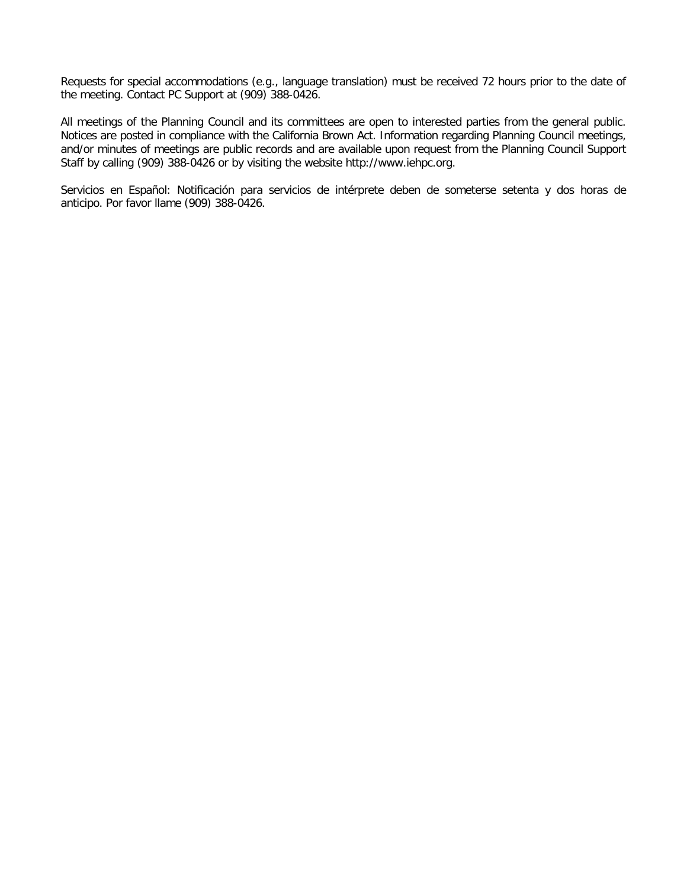Requests for special accommodations (e.g., language translation) must be received 72 hours prior to the date of the meeting. Contact PC Support at (909) 388-0426.

All meetings of the Planning Council and its committees are open to interested parties from the general public. Notices are posted in compliance with the California Brown Act. Information regarding Planning Council meetings, and/or minutes of meetings are public records and are available upon request from the Planning Council Support Staff by calling (909) 388-0426 or by visiting the website http://www.iehpc.org.

Servicios en Español: Notificación para servicios de intérprete deben de someterse setenta y dos horas de anticipo. Por favor llame (909) 388-0426.